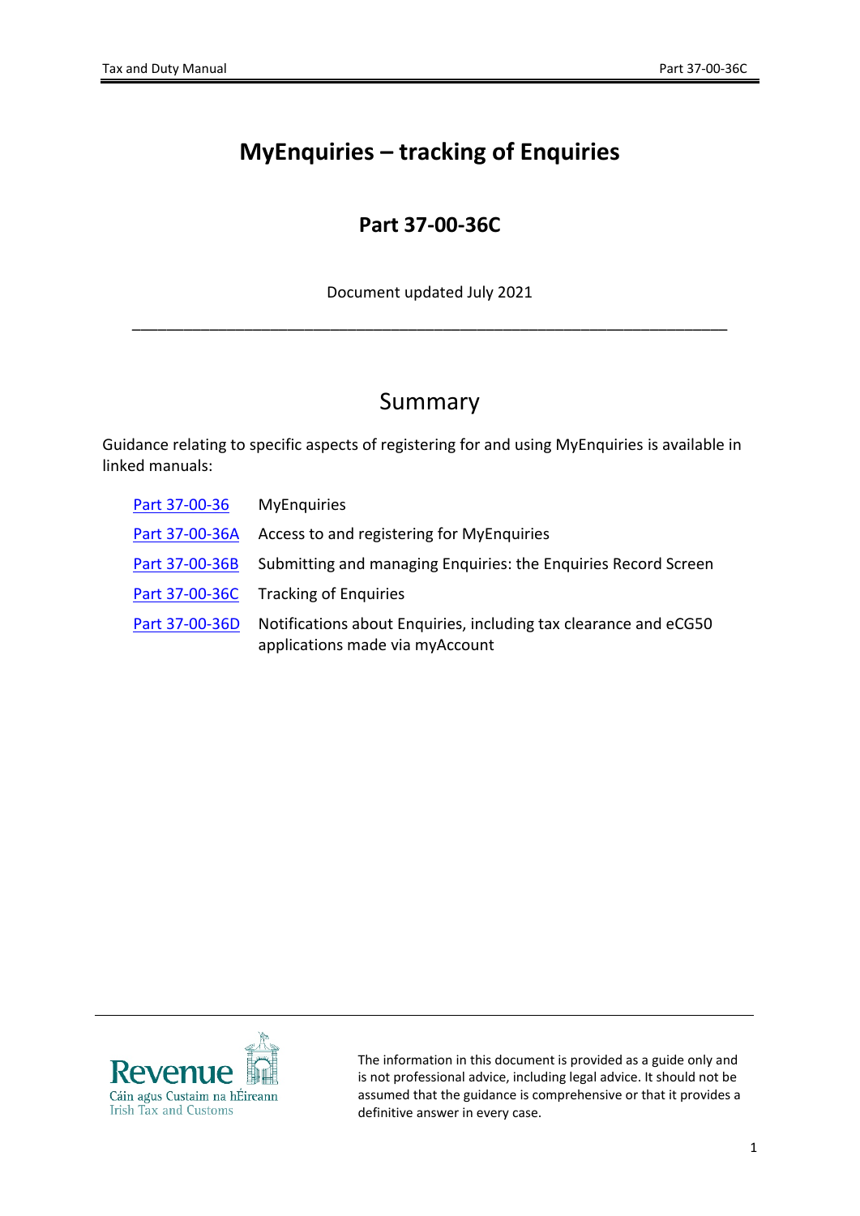# MyEnquiries – tracking of Enquiries

## Part 37-00-36C

Document updated July 2021

---

## Summary

Guidance relating to specific aspects of registering for and using MyEnquiries is available in linked manuals:

| | |
|---|---|
| [Part 37-00-36] | MyEnquiries |
| [Part 37-00-36A] | Access to and registering for MyEnquiries |
| [Part 37-00-36B] | Submitting and managing Enquiries: the Enquiries Record Screen |
| [Part 37-00-36C] | Tracking of Enquiries |
| [Part 37-00-36D] | Notifications about Enquiries, including tax clearance and eCG50 applications made via myAccount |

The information in this document is provided as a guide only and is not professional advice, including legal advice. It should not be assumed that the guidance is comprehensive or that it provides a definitive answer in every case.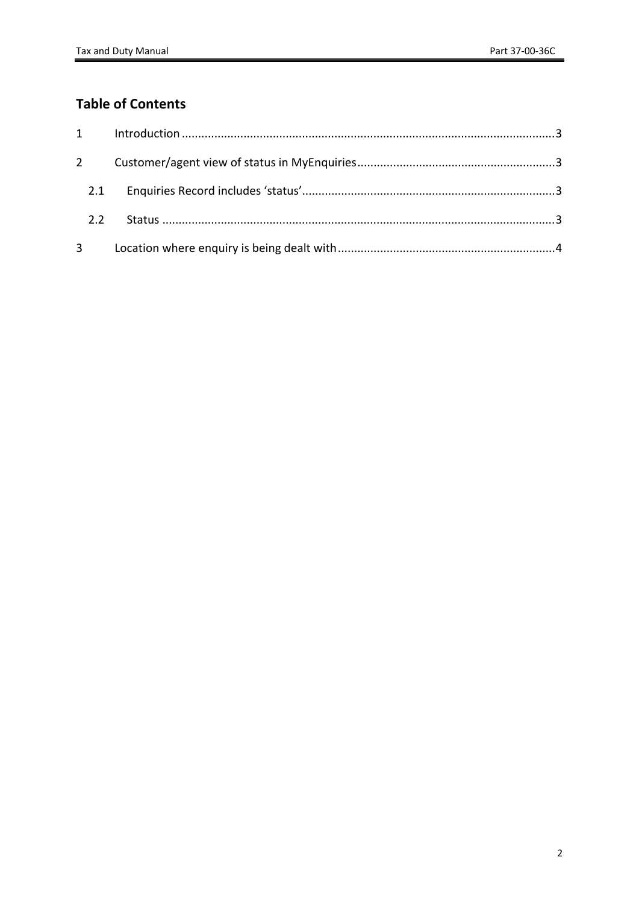## Table of Contents

1 Introduction ... 3

2 Customer/agent view of status in MyEnquiries ... 3

 2.1 Enquiries Record includes 'status' ... 3

 2.2 Status ... 3

3 Location where enquiry is being dealt with ... 4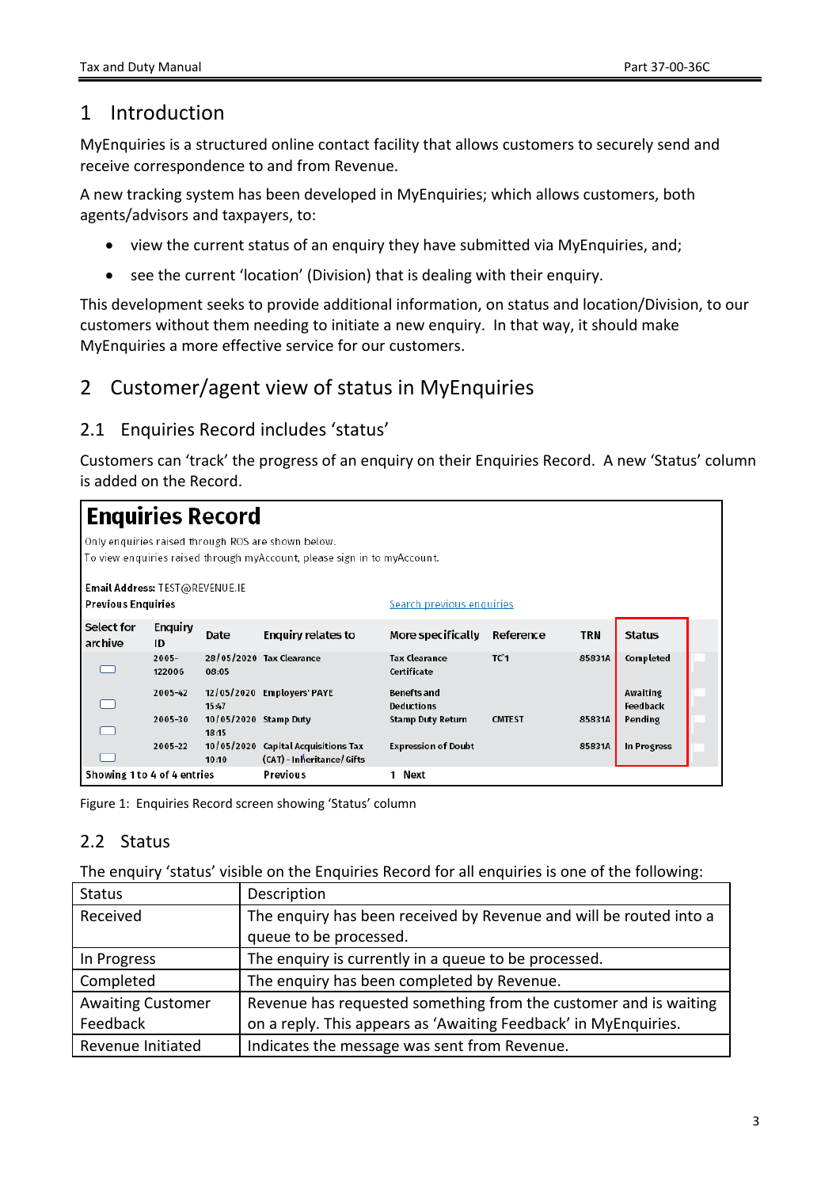# 1 Introduction

MyEnquiries is a structured online contact facility that allows customers to securely send and receive correspondence to and from Revenue.

A new tracking system has been developed in MyEnquiries; which allows customers, both agents/advisors and taxpayers, to:

- view the current status of an enquiry they have submitted via MyEnquiries, and;
- see the current 'location' (Division) that is dealing with their enquiry.

This development seeks to provide additional information, on status and location/Division, to our customers without them needing to initiate a new enquiry. In that way, it should make MyEnquiries a more effective service for our customers.

# 2 Customer/agent view of status in MyEnquiries

## 2.1 Enquiries Record includes 'status'

Customers can 'track' the progress of an enquiry on their Enquiries Record. A new 'Status' column is added on the Record.

**Enquiries Record**

Only enquiries raised through ROS are shown below.
To view enquiries raised through myAccount, please sign in to myAccount.

**Email Address:** TEST@REVENUE.IE
**Previous Enquiries**

Search previous enquiries

| Select for archive | Enquiry ID | Date | Enquiry relates to | More specifically | Reference | TRN | Status |
|---|---|---|---|---|---|---|---|
| | 2005-122006 | 28/05/2020 08:05 | Tax Clearance | Tax Clearance Certificate | TC1 | 85831A | Completed |
| | 2005-42 | 12/05/2020 15:47 | Employers' PAYE | Benefits and Deductions | | | Awaiting Feedback |
| | 2005-30 | 10/05/2020 18:15 | Stamp Duty | Stamp Duty Return | CMTEST | 85831A | Pending |
| | 2005-22 | 10/05/2020 10:10 | Capital Acquisitions Tax (CAT) - Inheritance/Gifts | Expression of Doubt | | 85831A | In Progress |

Showing 1 to 4 of 4 entries   Previous   1 Next

Figure 1: Enquiries Record screen showing 'Status' column

## 2.2 Status

The enquiry 'status' visible on the Enquiries Record for all enquiries is one of the following:

| Status | Description |
|---|---|
| Received | The enquiry has been received by Revenue and will be routed into a queue to be processed. |
| In Progress | The enquiry is currently in a queue to be processed. |
| Completed | The enquiry has been completed by Revenue. |
| Awaiting Customer Feedback | Revenue has requested something from the customer and is waiting on a reply. This appears as 'Awaiting Feedback' in MyEnquiries. |
| Revenue Initiated | Indicates the message was sent from Revenue. |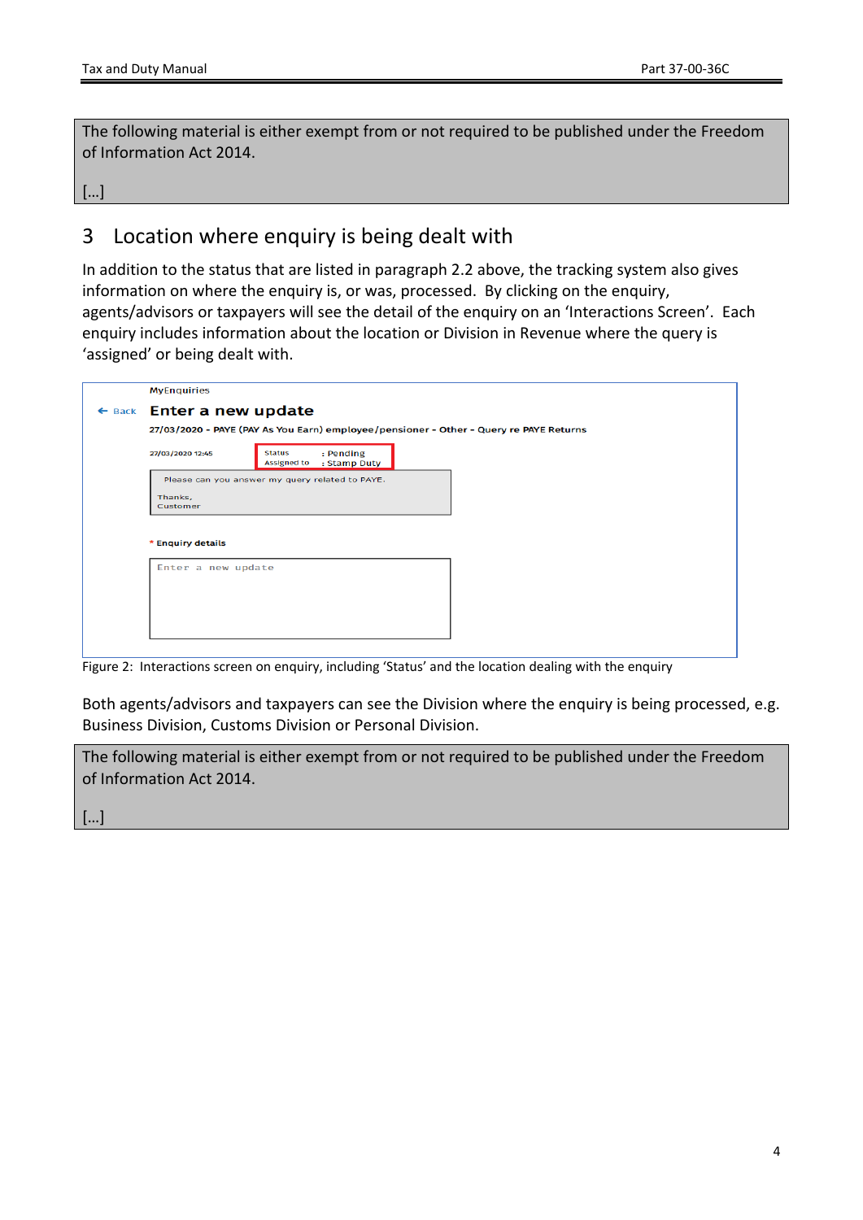The following material is either exempt from or not required to be published under the Freedom of Information Act 2014.

[…]

## 3 Location where enquiry is being dealt with

In addition to the status that are listed in paragraph 2.2 above, the tracking system also gives information on where the enquiry is, or was, processed. By clicking on the enquiry, agents/advisors or taxpayers will see the detail of the enquiry on an 'Interactions Screen'. Each enquiry includes information about the location or Division in Revenue where the query is 'assigned' or being dealt with.

MyEnquiries

← Back **Enter a new update**

**27/03/2020 - PAYE (PAY As You Earn) employee/pensioner - Other - Query re PAYE Returns**

27/03/2020 12:45

Status : Pending
Assigned to : Stamp Duty

Please can you answer my query related to PAYE.

Thanks,
Customer

\* **Enquiry details**

Enter a new update

Figure 2: Interactions screen on enquiry, including 'Status' and the location dealing with the enquiry

Both agents/advisors and taxpayers can see the Division where the enquiry is being processed, e.g. Business Division, Customs Division or Personal Division.

The following material is either exempt from or not required to be published under the Freedom of Information Act 2014.

[…]